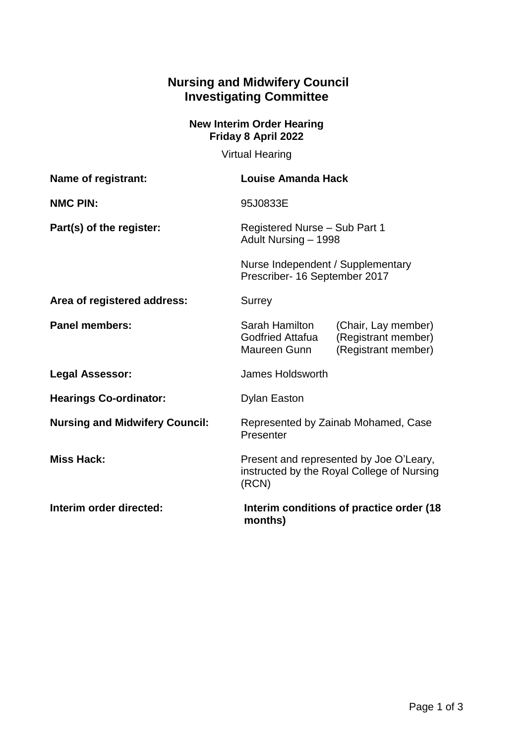# Nursing and Midwifery Council
# Investigating Committee

**New Interim Order Hearing**
**Friday 8 April 2022**

Virtual Hearing

| | |
|---|---|
| **Name of registrant:** | **Louise Amanda Hack** |
| **NMC PIN:** | 95J0833E |
| **Part(s) of the register:** | Registered Nurse – Sub Part 1<br>Adult Nursing – 1998<br><br>Nurse Independent / Supplementary Prescriber- 16 September 2017 |
| **Area of registered address:** | Surrey |
| **Panel members:** | Sarah Hamilton (Chair, Lay member)<br>Godfried Attafua (Registrant member)<br>Maureen Gunn (Registrant member) |
| **Legal Assessor:** | James Holdsworth |
| **Hearings Co-ordinator:** | Dylan Easton |
| **Nursing and Midwifery Council:** | Represented by Zainab Mohamed, Case Presenter |
| **Miss Hack:** | Present and represented by Joe O'Leary, instructed by the Royal College of Nursing (RCN) |
| **Interim order directed:** | **Interim conditions of practice order (18 months)** |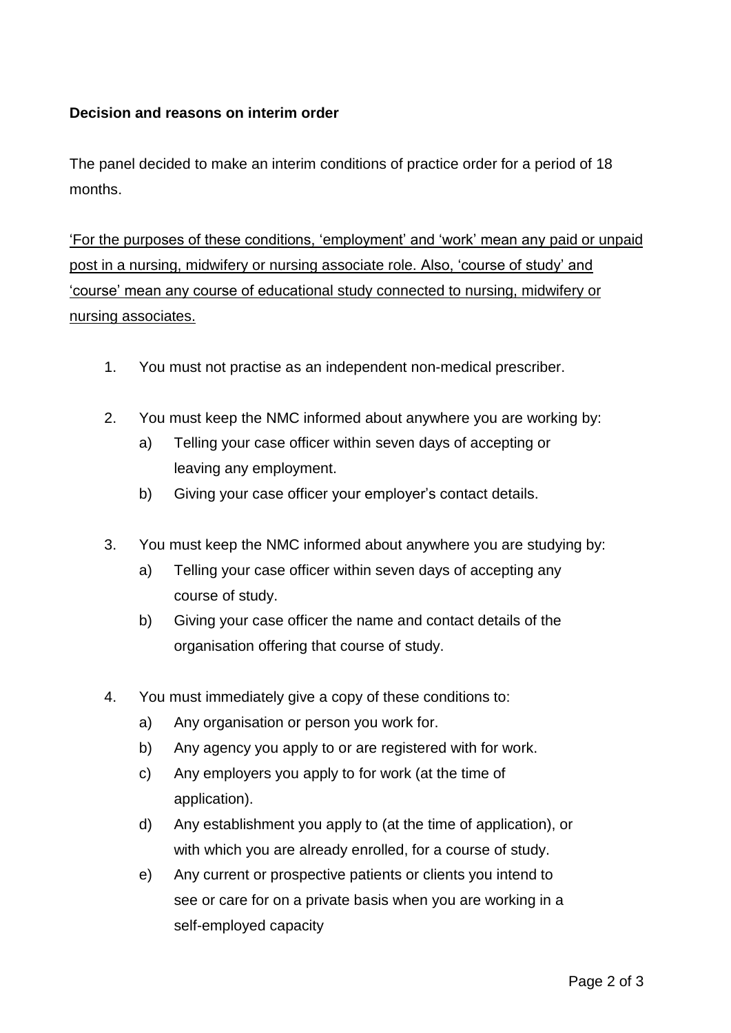**Decision and reasons on interim order**

The panel decided to make an interim conditions of practice order for a period of 18 months.

<u>'For the purposes of these conditions, 'employment' and 'work' mean any paid or unpaid post in a nursing, midwifery or nursing associate role. Also, 'course of study' and 'course' mean any course of educational study connected to nursing, midwifery or nursing associates.</u>

1. You must not practise as an independent non-medical prescriber.

2. You must keep the NMC informed about anywhere you are working by:
   a) Telling your case officer within seven days of accepting or leaving any employment.
   b) Giving your case officer your employer's contact details.

3. You must keep the NMC informed about anywhere you are studying by:
   a) Telling your case officer within seven days of accepting any course of study.
   b) Giving your case officer the name and contact details of the organisation offering that course of study.

4. You must immediately give a copy of these conditions to:
   a) Any organisation or person you work for.
   b) Any agency you apply to or are registered with for work.
   c) Any employers you apply to for work (at the time of application).
   d) Any establishment you apply to (at the time of application), or with which you are already enrolled, for a course of study.
   e) Any current or prospective patients or clients you intend to see or care for on a private basis when you are working in a self-employed capacity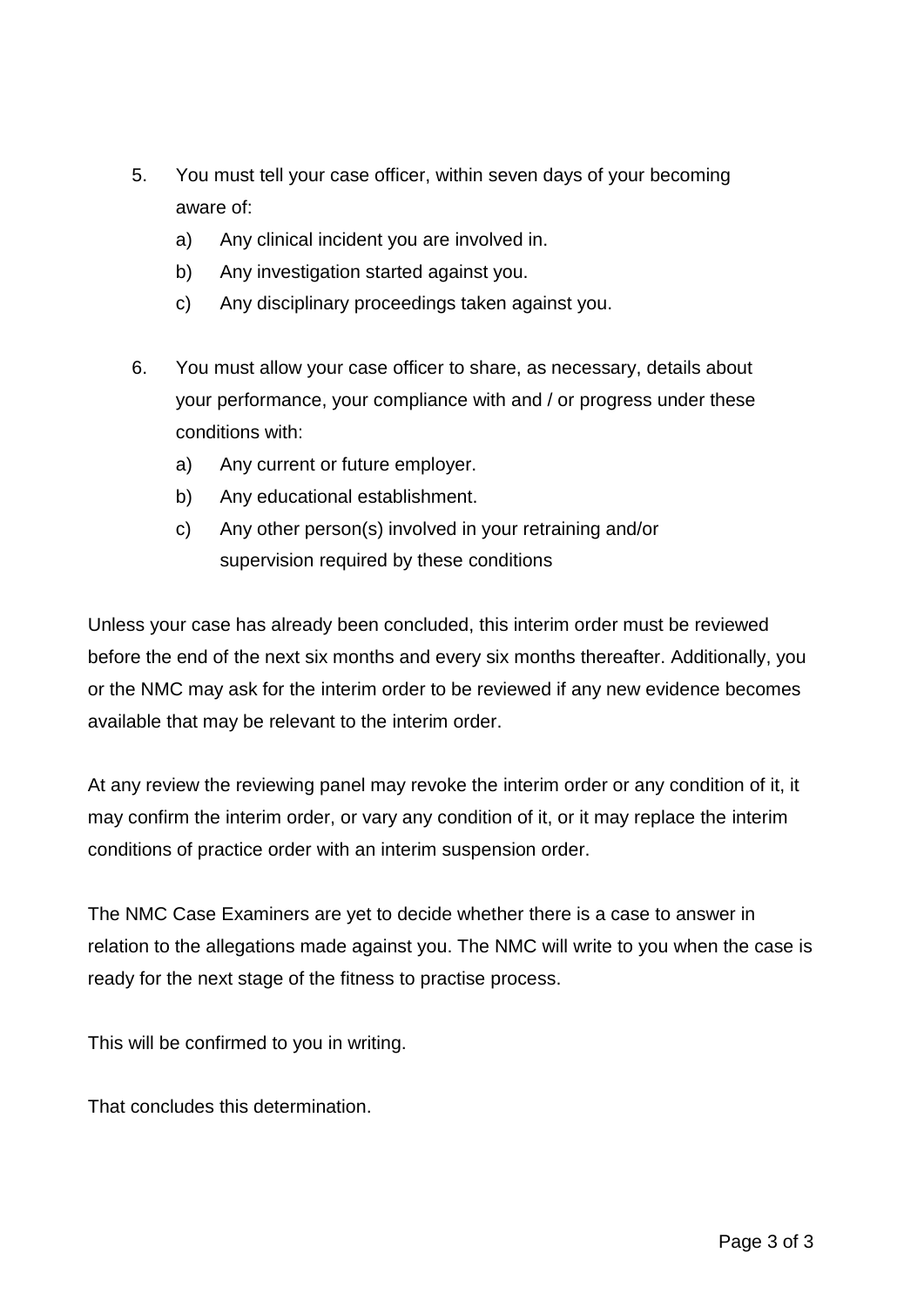5. You must tell your case officer, within seven days of your becoming aware of:
   a) Any clinical incident you are involved in.
   b) Any investigation started against you.
   c) Any disciplinary proceedings taken against you.

6. You must allow your case officer to share, as necessary, details about your performance, your compliance with and / or progress under these conditions with:
   a) Any current or future employer.
   b) Any educational establishment.
   c) Any other person(s) involved in your retraining and/or supervision required by these conditions

Unless your case has already been concluded, this interim order must be reviewed before the end of the next six months and every six months thereafter. Additionally, you or the NMC may ask for the interim order to be reviewed if any new evidence becomes available that may be relevant to the interim order.

At any review the reviewing panel may revoke the interim order or any condition of it, it may confirm the interim order, or vary any condition of it, or it may replace the interim conditions of practice order with an interim suspension order.

The NMC Case Examiners are yet to decide whether there is a case to answer in relation to the allegations made against you. The NMC will write to you when the case is ready for the next stage of the fitness to practise process.

This will be confirmed to you in writing.

That concludes this determination.